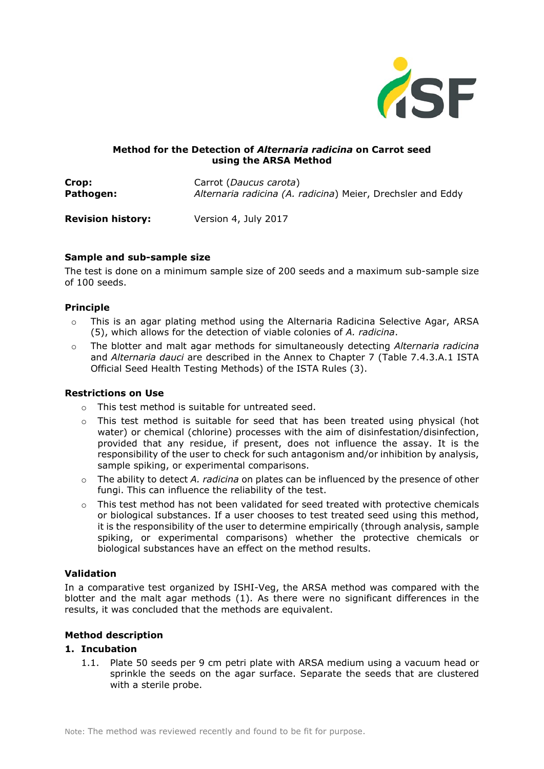# Method for the Detection of *Alternaria radicina* on Carrot seed using the ARSA Method

**Crop:** Carrot (*Daucus carota*)
**Pathogen:** *Alternaria radicina (A. radicina)* Meier, Drechsler and Eddy

**Revision history:** Version 4, July 2017

### Sample and sub-sample size

The test is done on a minimum sample size of 200 seeds and a maximum sub-sample size of 100 seeds.

### Principle

- This is an agar plating method using the Alternaria Radicina Selective Agar, ARSA (5), which allows for the detection of viable colonies of *A. radicina*.
- The blotter and malt agar methods for simultaneously detecting *Alternaria radicina* and *Alternaria dauci* are described in the Annex to Chapter 7 (Table 7.4.3.A.1 ISTA Official Seed Health Testing Methods) of the ISTA Rules (3).

### Restrictions on Use

- This test method is suitable for untreated seed.
- This test method is suitable for seed that has been treated using physical (hot water) or chemical (chlorine) processes with the aim of disinfestation/disinfection, provided that any residue, if present, does not influence the assay. It is the responsibility of the user to check for such antagonism and/or inhibition by analysis, sample spiking, or experimental comparisons.
- The ability to detect *A. radicina* on plates can be influenced by the presence of other fungi. This can influence the reliability of the test.
- This test method has not been validated for seed treated with protective chemicals or biological substances. If a user chooses to test treated seed using this method, it is the responsibility of the user to determine empirically (through analysis, sample spiking, or experimental comparisons) whether the protective chemicals or biological substances have an effect on the method results.

### Validation

In a comparative test organized by ISHI-Veg, the ARSA method was compared with the blotter and the malt agar methods (1). As there were no significant differences in the results, it was concluded that the methods are equivalent.

### Method description

#### 1. Incubation

1.1. Plate 50 seeds per 9 cm petri plate with ARSA medium using a vacuum head or sprinkle the seeds on the agar surface. Separate the seeds that are clustered with a sterile probe.

Note: The method was reviewed recently and found to be fit for purpose.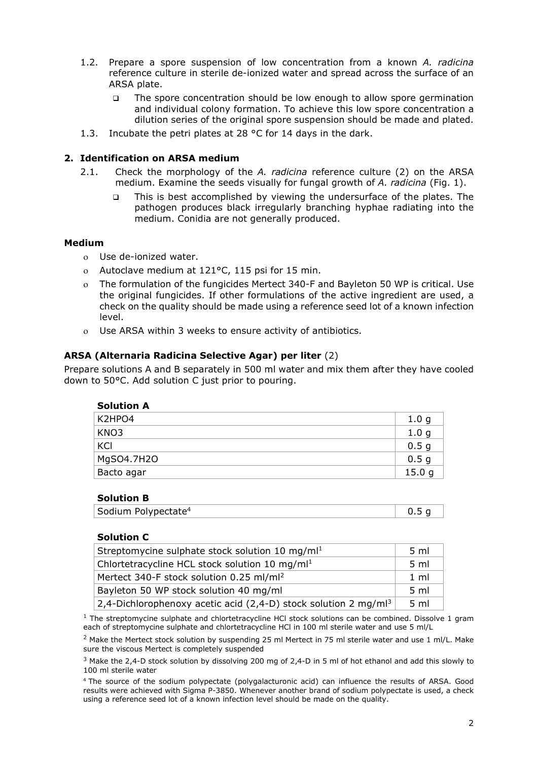1.2. Prepare a spore suspension of low concentration from a known *A. radicina* reference culture in sterile de-ionized water and spread across the surface of an ARSA plate.

   - The spore concentration should be low enough to allow spore germination and individual colony formation. To achieve this low spore concentration a dilution series of the original spore suspension should be made and plated.

1.3. Incubate the petri plates at 28 °C for 14 days in the dark.

### 2. Identification on ARSA medium

2.1. Check the morphology of the *A. radicina* reference culture (2) on the ARSA medium. Examine the seeds visually for fungal growth of *A. radicina* (Fig. 1).

   - This is best accomplished by viewing the undersurface of the plates. The pathogen produces black irregularly branching hyphae radiating into the medium. Conidia are not generally produced.

### Medium

- Use de-ionized water.
- Autoclave medium at 121°C, 115 psi for 15 min.
- The formulation of the fungicides Mertect 340-F and Bayleton 50 WP is critical. Use the original fungicides. If other formulations of the active ingredient are used, a check on the quality should be made using a reference seed lot of a known infection level.
- Use ARSA within 3 weeks to ensure activity of antibiotics.

### ARSA (Alternaria Radicina Selective Agar) per liter (2)

Prepare solutions A and B separately in 500 ml water and mix them after they have cooled down to 50°C. Add solution C just prior to pouring.

**Solution A**

| | |
|---|---|
| $K_2HPO_4$ | 1.0 g |
| $KNO_3$ | 1.0 g |
| KCl | 0.5 g |
| $MgSO_4.7H_2O$ | 0.5 g |
| Bacto agar | 15.0 g |

**Solution B**

| | |
|---|---|
| Sodium Polypectate[4] | 0.5 g |

**Solution C**

| | |
|---|---|
| Streptomycine sulphate stock solution 10 mg/ml[1] | 5 ml |
| Chlortetracycline HCL stock solution 10 mg/ml[1] | 5 ml |
| Mertect 340-F stock solution 0.25 ml/ml[2] | 1 ml |
| Bayleton 50 WP stock solution 40 mg/ml | 5 ml |
| 2,4-Dichlorophenoxy acetic acid (2,4-D) stock solution 2 mg/ml[3] | 5 ml |

[1] The streptomycine sulphate and chlortetracycline HCl stock solutions can be combined. Dissolve 1 gram each of streptomycine sulphate and chlortetracycline HCl in 100 ml sterile water and use 5 ml/L

[2] Make the Mertect stock solution by suspending 25 ml Mertect in 75 ml sterile water and use 1 ml/L. Make sure the viscous Mertect is completely suspended

[3] Make the 2,4-D stock solution by dissolving 200 mg of 2,4-D in 5 ml of hot ethanol and add this slowly to 100 ml sterile water

[4] The source of the sodium polypectate (polygalacturonic acid) can influence the results of ARSA. Good results were achieved with Sigma P-3850. Whenever another brand of sodium polypectate is used, a check using a reference seed lot of a known infection level should be made on the quality.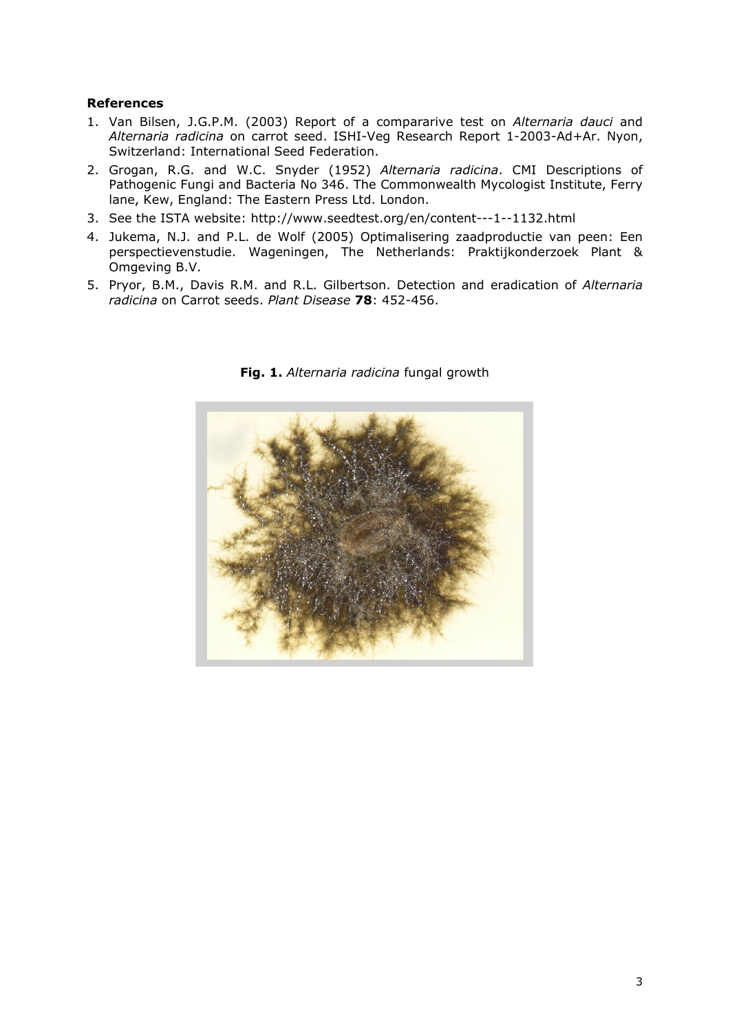**References**

1. Van Bilsen, J.G.P.M. (2003) Report of a compararive test on *Alternaria dauci* and *Alternaria radicina* on carrot seed. ISHI-Veg Research Report 1-2003-Ad+Ar. Nyon, Switzerland: International Seed Federation.
2. Grogan, R.G. and W.C. Snyder (1952) *Alternaria radicina*. CMI Descriptions of Pathogenic Fungi and Bacteria No 346. The Commonwealth Mycologist Institute, Ferry lane, Kew, England: The Eastern Press Ltd. London.
3. See the ISTA website: http://www.seedtest.org/en/content---1--1132.html
4. Jukema, N.J. and P.L. de Wolf (2005) Optimalisering zaadproductie van peen: Een perspectievenstudie. Wageningen, The Netherlands: Praktijkonderzoek Plant & Omgeving B.V.
5. Pryor, B.M., Davis R.M. and R.L. Gilbertson. Detection and eradication of *Alternaria radicina* on Carrot seeds. *Plant Disease* **78**: 452-456.

**Fig. 1.** *Alternaria radicina* fungal growth